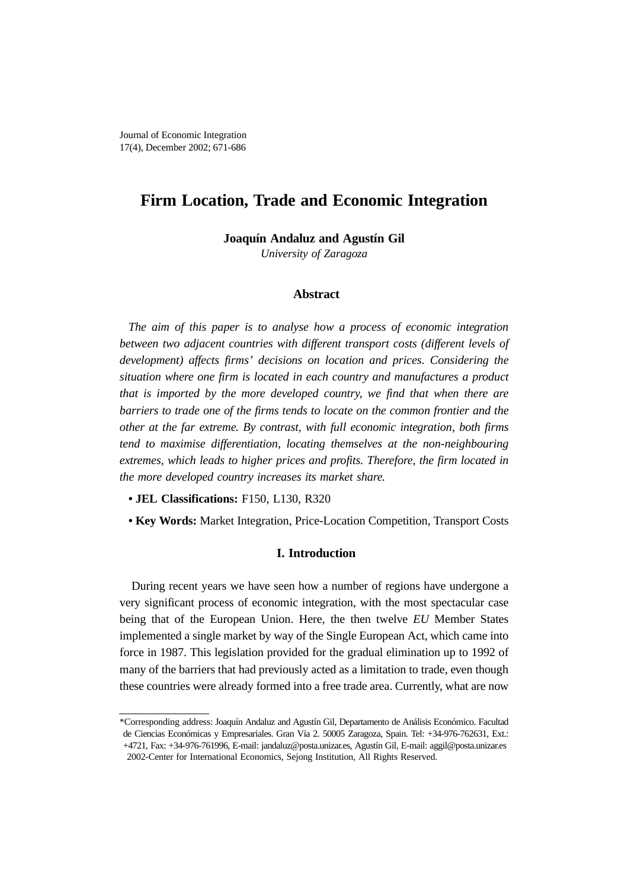# Firm Location, Trade and Economic Integration

**Joaquín Andaluz and Agustín Gil**
*University of Zaragoza*

## Abstract

*The aim of this paper is to analyse how a process of economic integration between two adjacent countries with different transport costs (different levels of development) affects firms' decisions on location and prices. Considering the situation where one firm is located in each country and manufactures a product that is imported by the more developed country, we find that when there are barriers to trade one of the firms tends to locate on the common frontier and the other at the far extreme. By contrast, with full economic integration, both firms tend to maximise differentiation, locating themselves at the non-neighbouring extremes, which leads to higher prices and profits. Therefore, the firm located in the more developed country increases its market share.*

- **JEL Classifications:** F150, L130, R320
- **Key Words:** Market Integration, Price-Location Competition, Transport Costs

## I. Introduction

During recent years we have seen how a number of regions have undergone a very significant process of economic integration, with the most spectacular case being that of the European Union. Here, the then twelve *EU* Member States implemented a single market by way of the Single European Act, which came into force in 1987. This legislation provided for the gradual elimination up to 1992 of many of the barriers that had previously acted as a limitation to trade, even though these countries were already formed into a free trade area. Currently, what are now

---

*Corresponding address: Joaquín Andaluz and Agustín Gil, Departamento de Análisis Económico. Facultad de Ciencias Económicas y Empresariales. Gran Vía 2. 50005 Zaragoza, Spain. Tel: +34-976-762631, Ext.: +4721, Fax: +34-976-761996, E-mail: jandaluz@posta.unizar.es, Agustín Gil, E-mail: aggil@posta.unizar.es
2002-Center for International Economics, Sejong Institution, All Rights Reserved.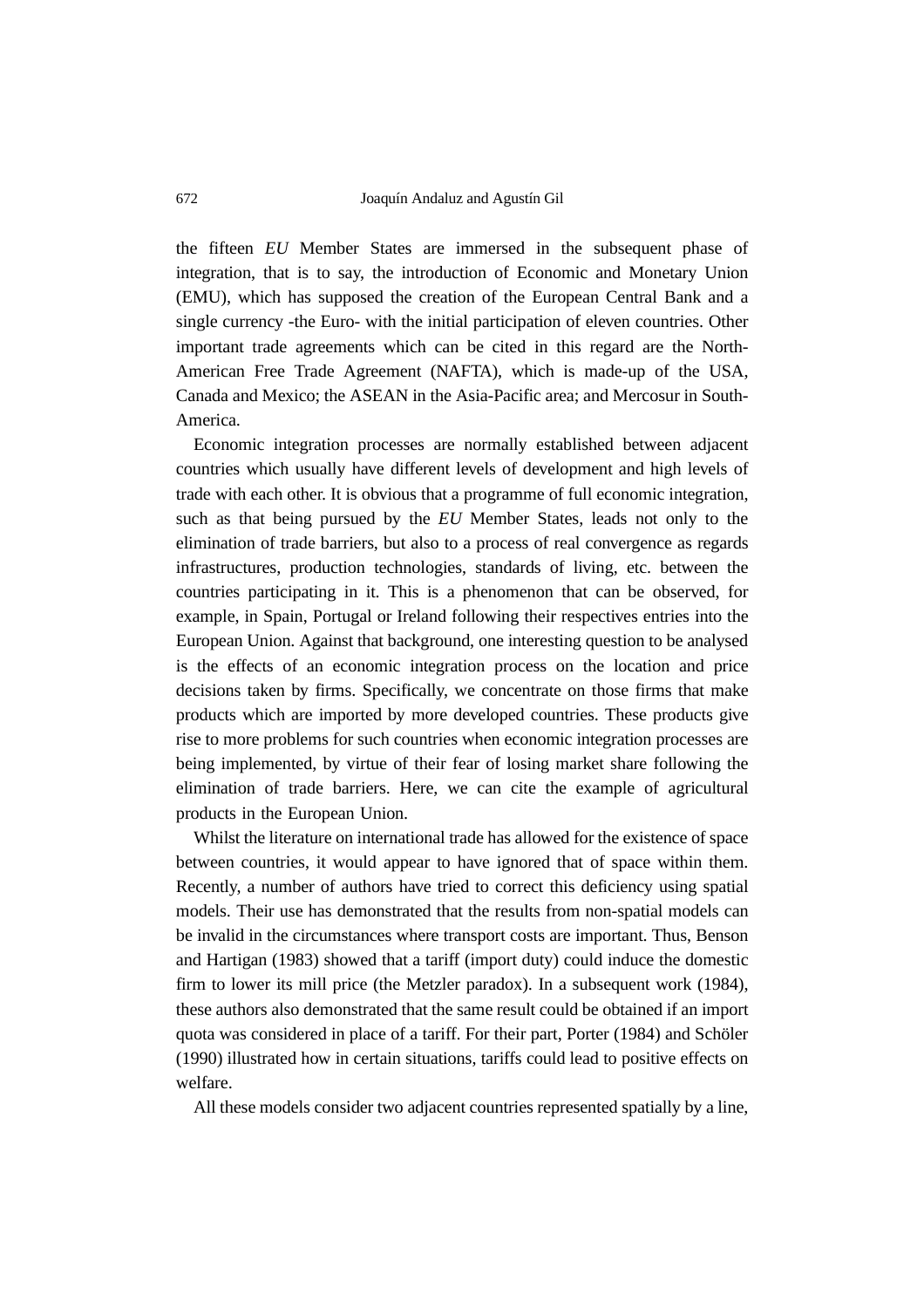the fifteen *EU* Member States are immersed in the subsequent phase of integration, that is to say, the introduction of Economic and Monetary Union (EMU), which has supposed the creation of the European Central Bank and a single currency -the Euro- with the initial participation of eleven countries. Other important trade agreements which can be cited in this regard are the North-American Free Trade Agreement (NAFTA), which is made-up of the USA, Canada and Mexico; the ASEAN in the Asia-Pacific area; and Mercosur in South-America.

Economic integration processes are normally established between adjacent countries which usually have different levels of development and high levels of trade with each other. It is obvious that a programme of full economic integration, such as that being pursued by the *EU* Member States, leads not only to the elimination of trade barriers, but also to a process of real convergence as regards infrastructures, production technologies, standards of living, etc. between the countries participating in it. This is a phenomenon that can be observed, for example, in Spain, Portugal or Ireland following their respectives entries into the European Union. Against that background, one interesting question to be analysed is the effects of an economic integration process on the location and price decisions taken by firms. Specifically, we concentrate on those firms that make products which are imported by more developed countries. These products give rise to more problems for such countries when economic integration processes are being implemented, by virtue of their fear of losing market share following the elimination of trade barriers. Here, we can cite the example of agricultural products in the European Union.

Whilst the literature on international trade has allowed for the existence of space between countries, it would appear to have ignored that of space within them. Recently, a number of authors have tried to correct this deficiency using spatial models. Their use has demonstrated that the results from non-spatial models can be invalid in the circumstances where transport costs are important. Thus, Benson and Hartigan (1983) showed that a tariff (import duty) could induce the domestic firm to lower its mill price (the Metzler paradox). In a subsequent work (1984), these authors also demonstrated that the same result could be obtained if an import quota was considered in place of a tariff. For their part, Porter (1984) and Schöler (1990) illustrated how in certain situations, tariffs could lead to positive effects on welfare.

All these models consider two adjacent countries represented spatially by a line,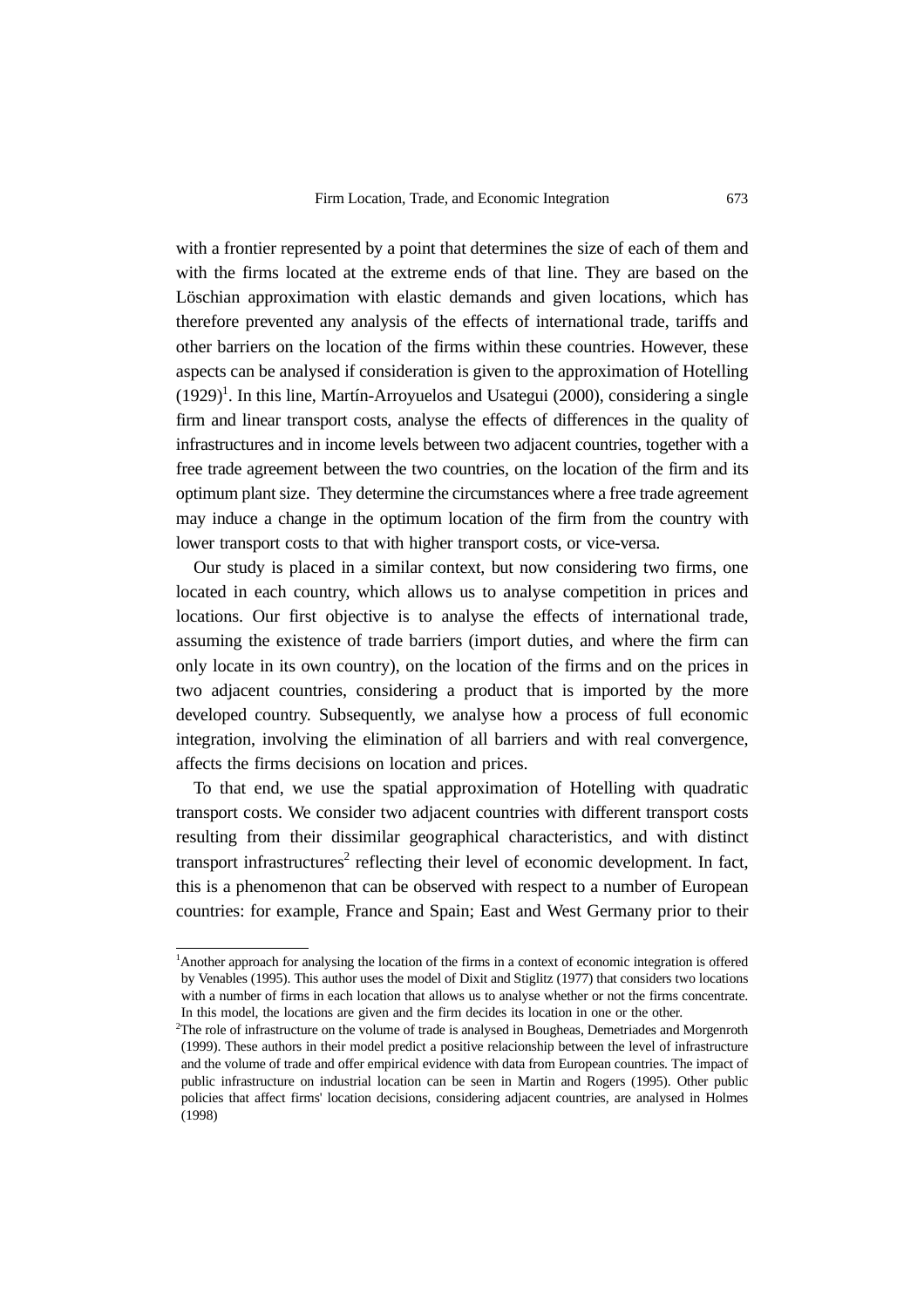with a frontier represented by a point that determines the size of each of them and with the firms located at the extreme ends of that line. They are based on the Löschian approximation with elastic demands and given locations, which has therefore prevented any analysis of the effects of international trade, tariffs and other barriers on the location of the firms within these countries. However, these aspects can be analysed if consideration is given to the approximation of Hotelling (1929)[1]. In this line, Martín-Arroyuelos and Usategui (2000), considering a single firm and linear transport costs, analyse the effects of differences in the quality of infrastructures and in income levels between two adjacent countries, together with a free trade agreement between the two countries, on the location of the firm and its optimum plant size. They determine the circumstances where a free trade agreement may induce a change in the optimum location of the firm from the country with lower transport costs to that with higher transport costs, or vice-versa.

Our study is placed in a similar context, but now considering two firms, one located in each country, which allows us to analyse competition in prices and locations. Our first objective is to analyse the effects of international trade, assuming the existence of trade barriers (import duties, and where the firm can only locate in its own country), on the location of the firms and on the prices in two adjacent countries, considering a product that is imported by the more developed country. Subsequently, we analyse how a process of full economic integration, involving the elimination of all barriers and with real convergence, affects the firms decisions on location and prices.

To that end, we use the spatial approximation of Hotelling with quadratic transport costs. We consider two adjacent countries with different transport costs resulting from their dissimilar geographical characteristics, and with distinct transport infrastructures[2] reflecting their level of economic development. In fact, this is a phenomenon that can be observed with respect to a number of European countries: for example, France and Spain; East and West Germany prior to their

---

[1]Another approach for analysing the location of the firms in a context of economic integration is offered by Venables (1995). This author uses the model of Dixit and Stiglitz (1977) that considers two locations with a number of firms in each location that allows us to analyse whether or not the firms concentrate. In this model, the locations are given and the firm decides its location in one or the other.

[2]The role of infrastructure on the volume of trade is analysed in Bougheas, Demetriades and Morgenroth (1999). These authors in their model predict a positive relacionship between the level of infrastructure and the volume of trade and offer empirical evidence with data from European countries. The impact of public infrastructure on industrial location can be seen in Martin and Rogers (1995). Other public policies that affect firms' location decisions, considering adjacent countries, are analysed in Holmes (1998)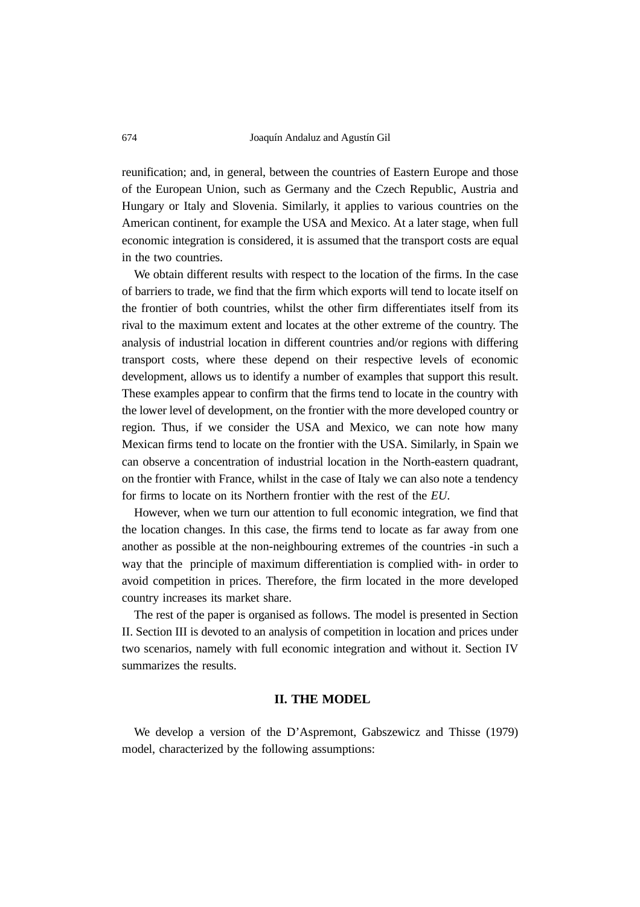reunification; and, in general, between the countries of Eastern Europe and those of the European Union, such as Germany and the Czech Republic, Austria and Hungary or Italy and Slovenia. Similarly, it applies to various countries on the American continent, for example the USA and Mexico. At a later stage, when full economic integration is considered, it is assumed that the transport costs are equal in the two countries.

We obtain different results with respect to the location of the firms. In the case of barriers to trade, we find that the firm which exports will tend to locate itself on the frontier of both countries, whilst the other firm differentiates itself from its rival to the maximum extent and locates at the other extreme of the country. The analysis of industrial location in different countries and/or regions with differing transport costs, where these depend on their respective levels of economic development, allows us to identify a number of examples that support this result. These examples appear to confirm that the firms tend to locate in the country with the lower level of development, on the frontier with the more developed country or region. Thus, if we consider the USA and Mexico, we can note how many Mexican firms tend to locate on the frontier with the USA. Similarly, in Spain we can observe a concentration of industrial location in the North-eastern quadrant, on the frontier with France, whilst in the case of Italy we can also note a tendency for firms to locate on its Northern frontier with the rest of the *EU*.

However, when we turn our attention to full economic integration, we find that the location changes. In this case, the firms tend to locate as far away from one another as possible at the non-neighbouring extremes of the countries -in such a way that the principle of maximum differentiation is complied with- in order to avoid competition in prices. Therefore, the firm located in the more developed country increases its market share.

The rest of the paper is organised as follows. The model is presented in Section II. Section III is devoted to an analysis of competition in location and prices under two scenarios, namely with full economic integration and without it. Section IV summarizes the results.

## II. THE MODEL

We develop a version of the D'Aspremont, Gabszewicz and Thisse (1979) model, characterized by the following assumptions: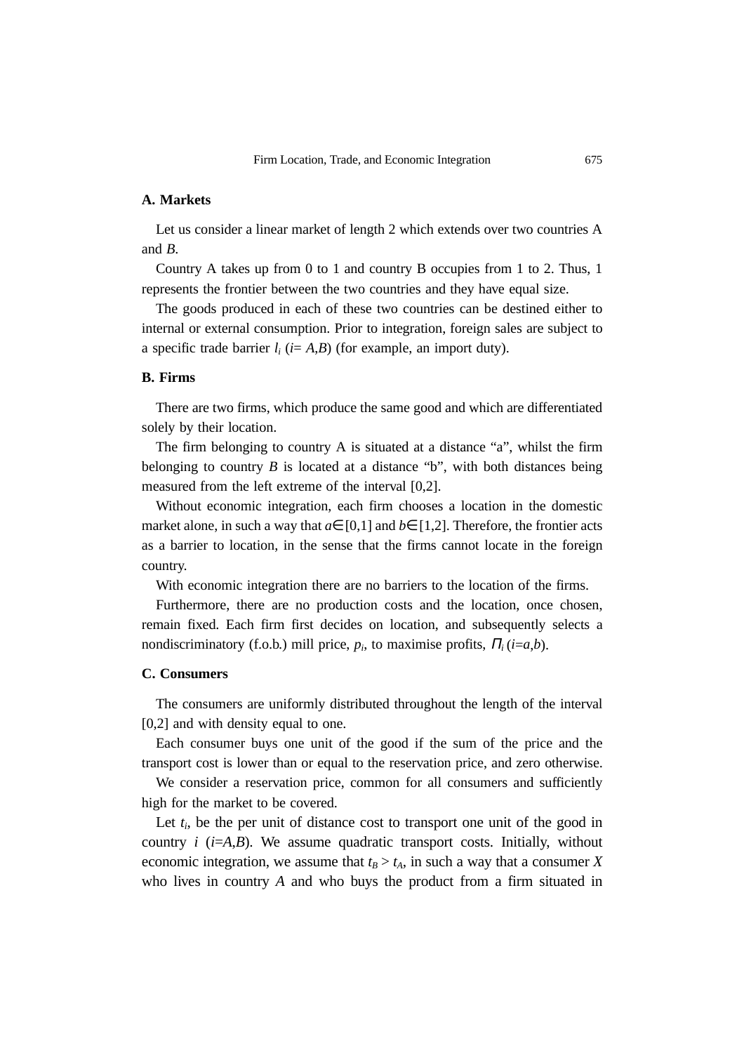### A. Markets

Let us consider a linear market of length 2 which extends over two countries A and *B*.

Country A takes up from 0 to 1 and country B occupies from 1 to 2. Thus, 1 represents the frontier between the two countries and they have equal size.

The goods produced in each of these two countries can be destined either to internal or external consumption. Prior to integration, foreign sales are subject to a specific trade barrier $l_i$ ($i$= *A*,*B*) (for example, an import duty).

### B. Firms

There are two firms, which produce the same good and which are differentiated solely by their location.

The firm belonging to country A is situated at a distance "a", whilst the firm belonging to country *B* is located at a distance "b", with both distances being measured from the left extreme of the interval [0,2].

Without economic integration, each firm chooses a location in the domestic market alone, in such a way that $a \in [0,1]$ and $b \in [1,2]$. Therefore, the frontier acts as a barrier to location, in the sense that the firms cannot locate in the foreign country.

With economic integration there are no barriers to the location of the firms.

Furthermore, there are no production costs and the location, once chosen, remain fixed. Each firm first decides on location, and subsequently selects a nondiscriminatory (f.o.b.) mill price, $p_i$, to maximise profits, $\Pi_i$ ($i$=*a*,*b*).

### C. Consumers

The consumers are uniformly distributed throughout the length of the interval [0,2] and with density equal to one.

Each consumer buys one unit of the good if the sum of the price and the transport cost is lower than or equal to the reservation price, and zero otherwise.

We consider a reservation price, common for all consumers and sufficiently high for the market to be covered.

Let $t_i$, be the per unit of distance cost to transport one unit of the good in country $i$ ($i$=*A*,*B*). We assume quadratic transport costs. Initially, without economic integration, we assume that $t_B > t_A$, in such a way that a consumer *X* who lives in country *A* and who buys the product from a firm situated in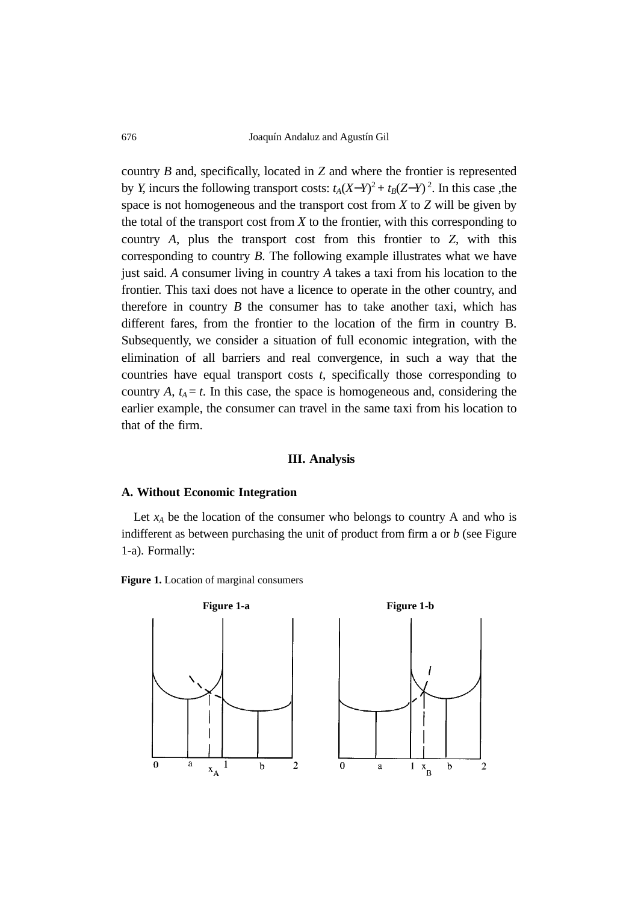country *B* and, specifically, located in *Z* and where the frontier is represented by *Y*, incurs the following transport costs: $t_A(X-Y)^2 + t_B(Z-Y)^2$. In this case ,the space is not homogeneous and the transport cost from *X* to *Z* will be given by the total of the transport cost from *X* to the frontier, with this corresponding to country *A*, plus the transport cost from this frontier to *Z*, with this corresponding to country *B*. The following example illustrates what we have just said. *A* consumer living in country *A* takes a taxi from his location to the frontier. This taxi does not have a licence to operate in the other country, and therefore in country *B* the consumer has to take another taxi, which has different fares, from the frontier to the location of the firm in country B. Subsequently, we consider a situation of full economic integration, with the elimination of all barriers and real convergence, in such a way that the countries have equal transport costs *t*, specifically those corresponding to country *A*, $t_A = t$. In this case, the space is homogeneous and, considering the earlier example, the consumer can travel in the same taxi from his location to that of the firm.

## III. Analysis

### A. Without Economic Integration

Let $x_A$ be the location of the consumer who belongs to country A and who is indifferent as between purchasing the unit of product from firm a or *b* (see Figure 1-a). Formally:

**Figure 1.** Location of marginal consumers

**Figure 1-a** **Figure 1-b**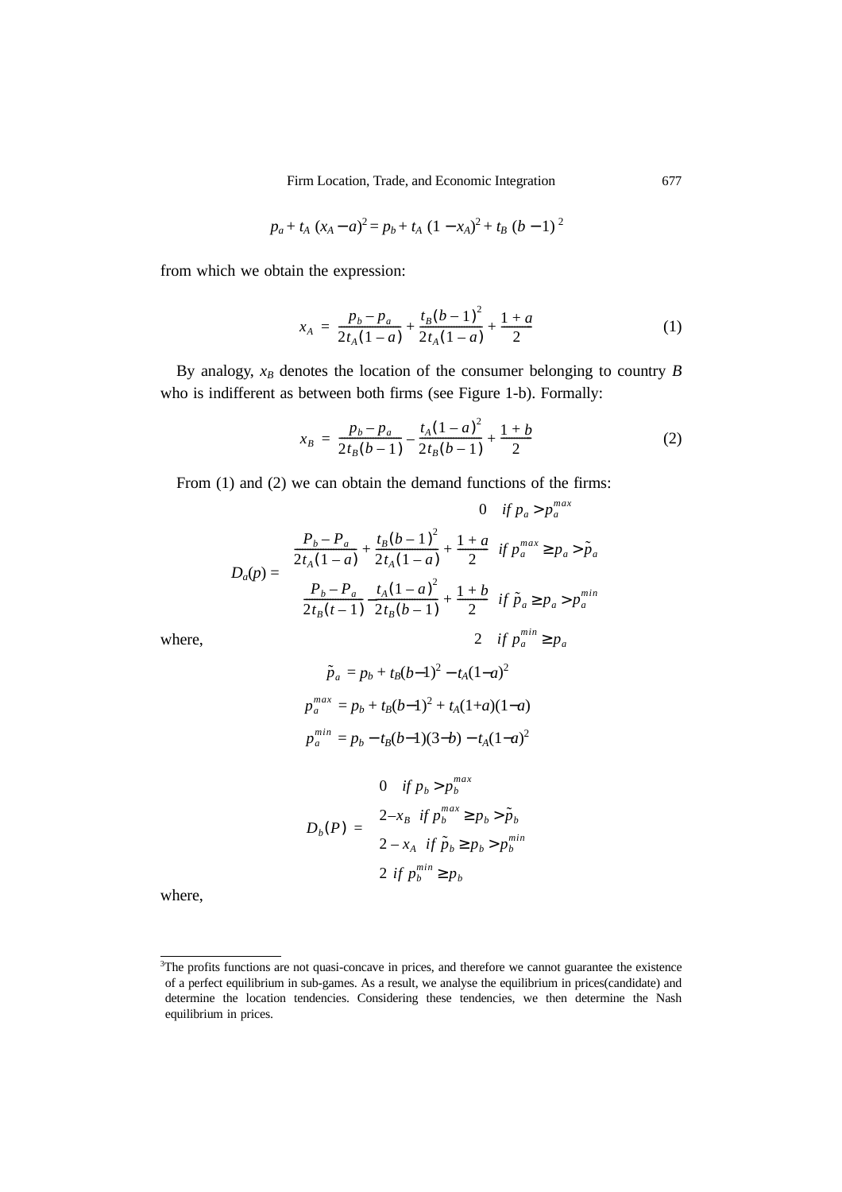$$p_a + t_A (x_A - a)^2 = p_b + t_A (1 - x_A)^2 + t_B (b - 1)^2$$

from which we obtain the expression:

$$x_A = \frac{p_b - p_a}{2t_A(1-a)} + \frac{t_B(b-1)^2}{2t_A(1-a)} + \frac{1+a}{2} \tag{1}$$

By analogy, $x_B$ denotes the location of the consumer belonging to country $B$ who is indifferent as between both firms (see Figure 1-b). Formally:

$$x_B = \frac{p_b - p_a}{2t_B(b-1)} - \frac{t_A(1-a)^2}{2t_B(b-1)} + \frac{1+b}{2} \tag{2}$$

From (1) and (2) we can obtain the demand functions of the firms:

$$D_a(p) = \begin{cases} 0 & if\ p_a > p_a^{max} \\ \dfrac{P_b - P_a}{2t_A(1-a)} + \dfrac{t_B(b-1)^2}{2t_A(1-a)} + \dfrac{1+a}{2} & if\ p_a^{max} \geq p_a > \tilde{p}_a \\ \dfrac{P_b - P_a}{2t_B(t-1)} - \dfrac{t_A(1-a)^2}{2t_B(b-1)} + \dfrac{1+b}{2} & if\ \tilde{p}_a \geq p_a > p_a^{min} \\ 2 & if\ p_a^{min} \geq p_a \end{cases}$$

where,

$$\tilde{p}_a = p_b + t_B(b-1)^2 - t_A(1-a)^2$$

$$p_a^{max} = p_b + t_B(b-1)^2 + t_A(1+a)(1-a)$$

$$p_a^{min} = p_b - t_B(b-1)(3-b) - t_A(1-a)^2$$

$$D_b(P) = \begin{cases} 0 & if\ p_b > p_b^{max} \\ 2 - x_B & if\ p_b^{max} \geq p_b > \tilde{p}_b \\ 2 - x_A & if\ \tilde{p}_b \geq p_b > p_b^{min} \\ 2 & if\ p_b^{min} \geq p_b \end{cases}$$

where,

---

[3]The profits functions are not quasi-concave in prices, and therefore we cannot guarantee the existence of a perfect equilibrium in sub-games. As a result, we analyse the equilibrium in prices(candidate) and determine the location tendencies. Considering these tendencies, we then determine the Nash equilibrium in prices.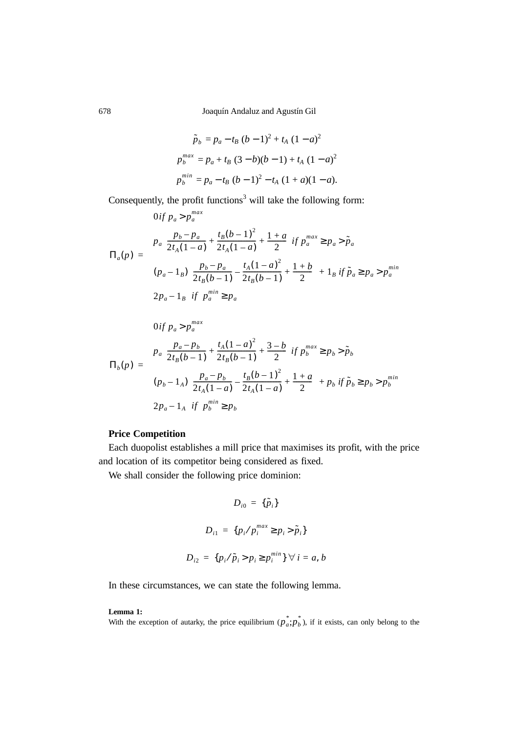$$\tilde{p}_b = p_a - t_B\,(b-1)^2 + t_A\,(1-a)^2$$

$$p_b^{max} = p_a + t_B\,(3-b)(b-1) + t_A\,(1-a)^2$$

$$p_b^{min} = p_a - t_B\,(b-1)^2 - t_A\,(1+a)(1-a).$$

Consequently, the profit functions[3] will take the following form:

$$\Pi_a(p) = \begin{cases} 0 \; if \; p_a > p_a^{max} \\ p_a \left( \dfrac{p_b - p_a}{2t_A(1-a)} + \dfrac{t_B(b-1)^2}{2t_A(1-a)} + \dfrac{1+a}{2} \right) \; if \; p_a^{max} \geq p_a > \tilde{p}_a \\ (p_a - 1_B) \left( \dfrac{p_b - p_a}{2t_B(b-1)} - \dfrac{t_A(1-a)^2}{2t_B(b-1)} + \dfrac{1+b}{2} \right) + 1_B \; if \; \tilde{p}_a \geq p_a > p_a^{min} \\ 2p_a - 1_B \;\; if \;\; p_a^{min} \geq p_a \end{cases}$$

$$\Pi_b(p) = \begin{cases} 0 \; if \; p_a > p_a^{max} \\ p_a \left( \dfrac{p_a - p_b}{2t_B(b-1)} + \dfrac{t_A(1-a)^2}{2t_B(b-1)} + \dfrac{3-b}{2} \right) \; if \; p_b^{max} \geq p_b > \tilde{p}_b \\ (p_b - 1_A) \left( \dfrac{p_a - p_b}{2t_A(1-a)} - \dfrac{t_B(b-1)^2}{2t_A(1-a)} + \dfrac{1+a}{2} \right) + p_b \; if \; \tilde{p}_b \geq p_b > p_b^{min} \\ 2p_a - 1_A \;\; if \;\; p_b^{min} \geq p_b \end{cases}$$

**Price Competition**

Each duopolist establishes a mill price that maximises its profit, with the price and location of its competitor being considered as fixed.

We shall consider the following price dominion:

$$D_{i0} = \{\tilde{p}_i\}$$

$$D_{i1} = \{p_i / p_i^{max} \geq p_i > \tilde{p}_i\}$$

$$D_{i2} = \{p_i / \tilde{p}_i > p_i \geq p_i^{min}\} \; \forall \; i = a, b$$

In these circumstances, we can state the following lemma.

**Lemma 1:**
With the exception of autarky, the price equilibrium $(p_a^*; p_b^*)$, if it exists, can only belong to the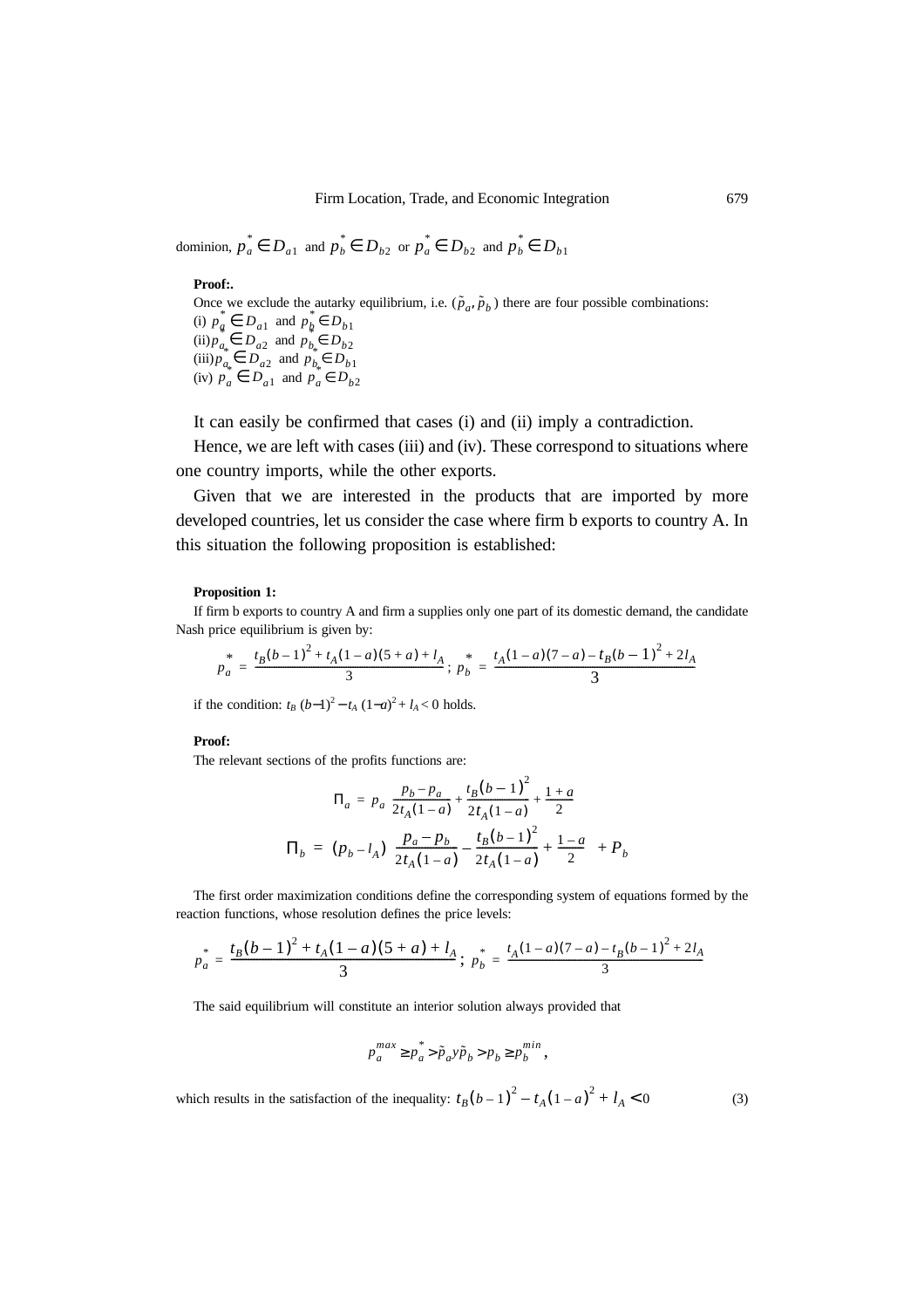dominion, $p_a^* \in D_{a1}$ and $p_b^* \in D_{b2}$ or $p_a^* \in D_{b2}$ and $p_b^* \in D_{b1}$

**Proof:.**

Once we exclude the autarky equilibrium, i.e. $(\tilde{p}_a, \tilde{p}_b)$ there are four possible combinations:

(i) $p_a^* \in D_{a1}$ and $p_b^* \in D_{b1}$

(ii) $p_{a_*} \in D_{a2}$ and $p_{b_*} \in D_{b2}$

(iii) $p_{a_*} \in D_{a2}$ and $p_{b_*} \in D_{b1}$

(iv) $p_a \in D_{a1}$ and $p_a^* \in D_{b2}$

It can easily be confirmed that cases (i) and (ii) imply a contradiction.

Hence, we are left with cases (iii) and (iv). These correspond to situations where one country imports, while the other exports.

Given that we are interested in the products that are imported by more developed countries, let us consider the case where firm b exports to country A. In this situation the following proposition is established:

**Proposition 1:**

If firm b exports to country A and firm a supplies only one part of its domestic demand, the candidate Nash price equilibrium is given by:

$$p_a^* = \frac{t_B(b-1)^2 + t_A(1-a)(5+a) + l_A}{3}; \; p_b^* = \frac{t_A(1-a)(7-a) - t_B(b-1)^2 + 2l_A}{3}$$

if the condition: $t_B(b-1)^2 - t_A(1-a)^2 + l_A < 0$ holds.

**Proof:**

The relevant sections of the profits functions are:

$$\Pi_a = p_a \left( \frac{p_b - p_a}{2t_A(1-a)} + \frac{t_B(b-1)^2}{2t_A(1-a)} + \frac{1+a}{2} \right)$$

$$\Pi_b = (p_b - l_A)\left( \frac{p_a - p_b}{2t_A(1-a)} - \frac{t_B(b-1)^2}{2t_A(1-a)} + \frac{1-a}{2} \right) + P_b$$

The first order maximization conditions define the corresponding system of equations formed by the reaction functions, whose resolution defines the price levels:

$$p_a^* = \frac{t_B(b-1)^2 + t_A(1-a)(5+a) + l_A}{3}; \; p_b^* = \frac{t_A(1-a)(7-a) - t_B(b-1)^2 + 2l_A}{3}$$

The said equilibrium will constitute an interior solution always provided that

$$p_a^{max} \geq p_a^* > \tilde{p}_a y \tilde{p}_b > p_b \geq p_b^{min},$$

which results in the satisfaction of the inequality: $t_B(b-1)^2 - t_A(1-a)^2 + l_A < 0$ (3)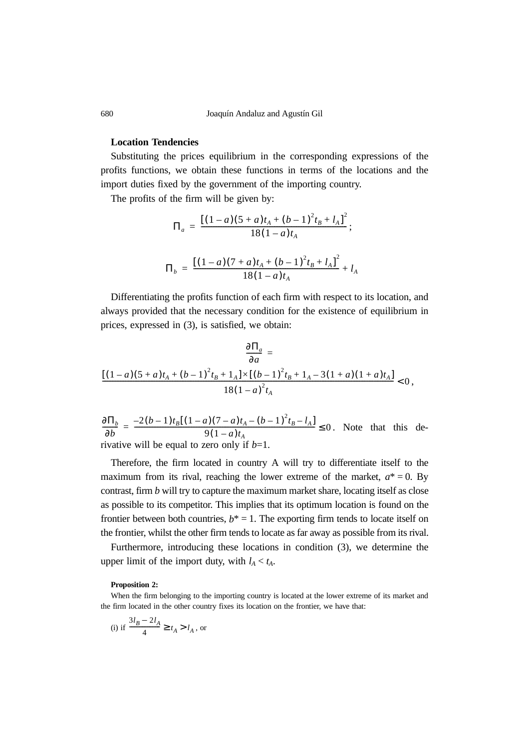**Location Tendencies**

Substituting the prices equilibrium in the corresponding expressions of the profits functions, we obtain these functions in terms of the locations and the import duties fixed by the government of the importing country.

The profits of the firm will be given by:

$$\Pi_a = \frac{[(1-a)(5+a)t_A + (b-1)^2 t_B + l_A]^2}{18(1-a)t_A};$$

$$\Pi_b = \frac{[(1-a)(7+a)t_A + (b-1)^2 t_B + l_A]^2}{18(1-a)t_A} + l_A$$

Differentiating the profits function of each firm with respect to its location, and always provided that the necessary condition for the existence of equilibrium in prices, expressed in (3), is satisfied, we obtain:

$$\frac{\partial \Pi_a}{\partial a} = \frac{[(1-a)(5+a)t_A + (b-1)^2 t_B + 1_A] \times [(b-1)^2 t_B + 1_A - 3(1+a)(1+a)t_A]}{18(1-a)^2 t_A} < 0,$$

$\frac{\partial \Pi_b}{\partial b} = \frac{-2(b-1)t_B[(1-a)(7-a)t_A - (b-1)^2 t_B - l_A]}{9(1-a)t_A} \leq 0$. Note that this derivative will be equal to zero only if $b$=1.

Therefore, the firm located in country A will try to differentiate itself to the maximum from its rival, reaching the lower extreme of the market, $a^* = 0$. By contrast, firm $b$ will try to capture the maximum market share, locating itself as close as possible to its competitor. This implies that its optimum location is found on the frontier between both countries, $b^* = 1$. The exporting firm tends to locate itself on the frontier, whilst the other firm tends to locate as far away as possible from its rival.

Furthermore, introducing these locations in condition (3), we determine the upper limit of the import duty, with $l_A < t_A$.

**Proposition 2:**

When the firm belonging to the importing country is located at the lower extreme of its market and the firm located in the other country fixes its location on the frontier, we have that:

(i) if $\frac{3l_B - 2l_A}{4} \geq t_A > l_A$, or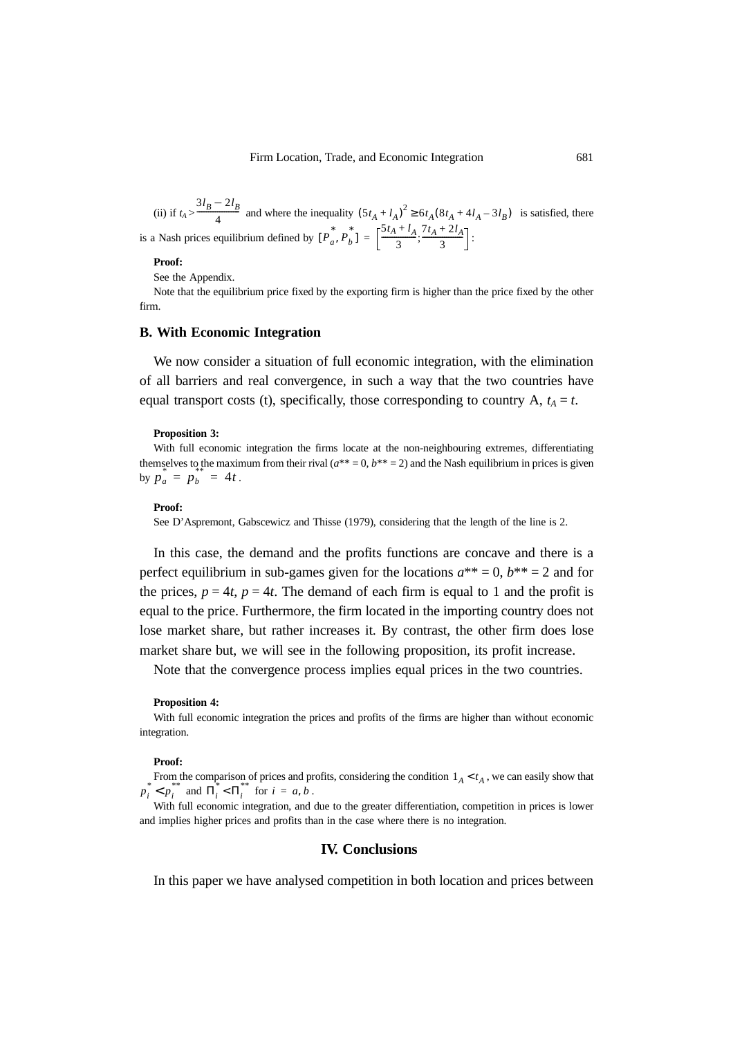(ii) if $t_A > \frac{3l_B - 2l_B}{4}$ and where the inequality $(5t_A + l_A)^2 \geq 6t_A(8t_A + 4l_A - 3l_B)$ is satisfied, there is a Nash prices equilibrium defined by $[P_a^*, P_b^*] = \left[\frac{5t_A + l_A}{3}; \frac{7t_A + 2l_A}{3}\right]$:

**Proof:**

See the Appendix.

Note that the equilibrium price fixed by the exporting firm is higher than the price fixed by the other firm.

### B. With Economic Integration

We now consider a situation of full economic integration, with the elimination of all barriers and real convergence, in such a way that the two countries have equal transport costs (t), specifically, those corresponding to country A, $t_A = t$.

**Proposition 3:**

With full economic integration the firms locate at the non-neighbouring extremes, differentiating themselves to the maximum from their rival ($a^{**} = 0$, $b^{**} = 2$) and the Nash equilibrium in prices is given by $p_a^* = p_b^{**} = 4t$.

**Proof:**

See D'Aspremont, Gabscewicz and Thisse (1979), considering that the length of the line is 2.

In this case, the demand and the profits functions are concave and there is a perfect equilibrium in sub-games given for the locations $a^{**} = 0$, $b^{**} = 2$ and for the prices, $p = 4t$, $p = 4t$. The demand of each firm is equal to 1 and the profit is equal to the price. Furthermore, the firm located in the importing country does not lose market share, but rather increases it. By contrast, the other firm does lose market share but, we will see in the following proposition, its profit increase.

Note that the convergence process implies equal prices in the two countries.

**Proposition 4:**

With full economic integration the prices and profits of the firms are higher than without economic integration.

**Proof:**

From the comparison of prices and profits, considering the condition $1_A < t_A$, we can easily show that $p_i^* < p_i^{**}$ and $\Pi_i^* < \Pi_i^{**}$ for $i = a, b$.

With full economic integration, and due to the greater differentiation, competition in prices is lower and implies higher prices and profits than in the case where there is no integration.

## IV. Conclusions

In this paper we have analysed competition in both location and prices between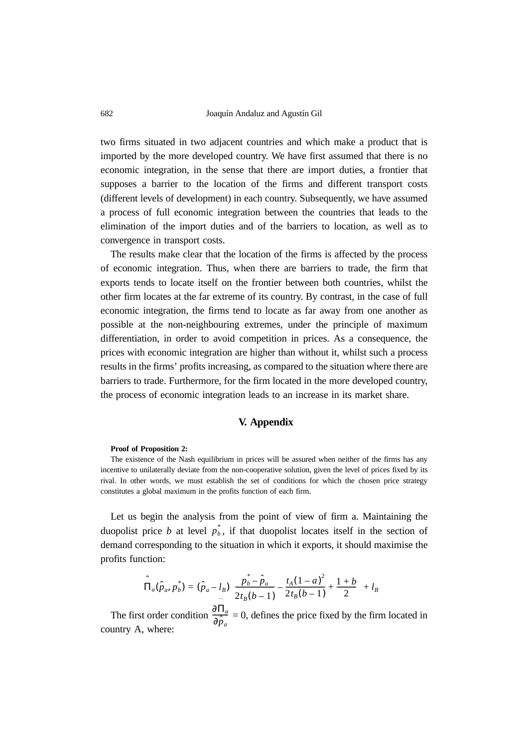two firms situated in two adjacent countries and which make a product that is imported by the more developed country. We have first assumed that there is no economic integration, in the sense that there are import duties, a frontier that supposes a barrier to the location of the firms and different transport costs (different levels of development) in each country. Subsequently, we have assumed a process of full economic integration between the countries that leads to the elimination of the import duties and of the barriers to location, as well as to convergence in transport costs.

The results make clear that the location of the firms is affected by the process of economic integration. Thus, when there are barriers to trade, the firm that exports tends to locate itself on the frontier between both countries, whilst the other firm locates at the far extreme of its country. By contrast, in the case of full economic integration, the firms tend to locate as far away from one another as possible at the non-neighbouring extremes, under the principle of maximum differentiation, in order to avoid competition in prices. As a consequence, the prices with economic integration are higher than without it, whilst such a process results in the firms' profits increasing, as compared to the situation where there are barriers to trade. Furthermore, for the firm located in the more developed country, the process of economic integration leads to an increase in its market share.

## V. Appendix

**Proof of Proposition 2:**

The existence of the Nash equilibrium in prices will be assured when neither of the firms has any incentive to unilaterally deviate from the non-cooperative solution, given the level of prices fixed by its rival. In other words, we must establish the set of conditions for which the chosen price strategy constitutes a global maximum in the profits function of each firm.

Let us begin the analysis from the point of view of firm a. Maintaining the duopolist price $b$ at level $p_b^*$, if that duopolist locates itself in the section of demand corresponding to the situation in which it exports, it should maximise the profits function:

$$\hat{\Pi}_a(\hat{p}_a, p_b^*) = (\hat{p}_a - l_B)\left(\frac{p_b^* - \hat{p}_a}{2t_B(b-1)} - \frac{t_A(1-a)^2}{2t_B(b-1)} + \frac{1+b}{2} + l_B\right)$$

The first order condition $\frac{\partial \Pi_a}{\partial \hat{p}_a} = 0$, defines the price fixed by the firm located in country A, where: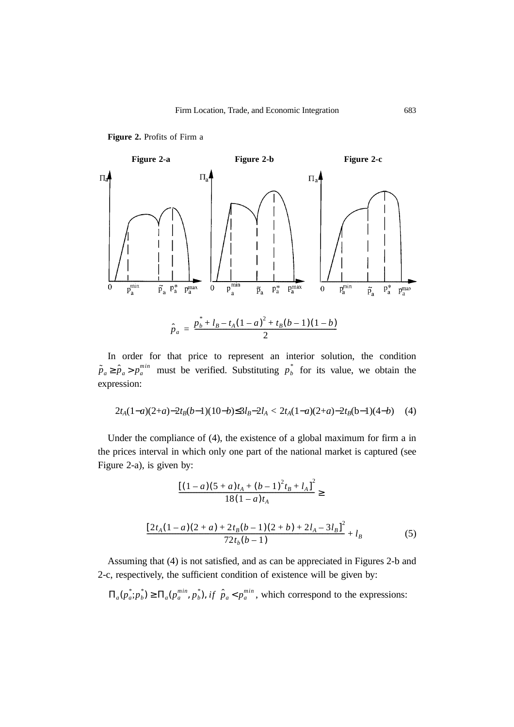**Figure 2.** Profits of Firm a

**Figure 2-a** **Figure 2-b** **Figure 2-c**

$$\hat{p}_a = \frac{p_b^* + l_B - t_A(1-a)^2 + t_B(b-1)(1-b)}{2}$$

In order for that price to represent an interior solution, the condition $\tilde{p}_a \geq \hat{p}_a > p_a^{min}$ must be verified. Substituting $p_b^*$ for its value, we obtain the expression:

$$2t_A(1-a)(2+a) - 2t_B(b-1)(10-b) \leq 3l_B - 2l_A < 2t_A(1-a)(2+a) - 2t_B(b-1)(4-b) \quad (4)$$

Under the compliance of (4), the existence of a global maximum for firm a in the prices interval in which only one part of the national market is captured (see Figure 2-a), is given by:

$$\frac{[(1-a)(5+a)t_A + (b-1)^2 t_B + l_A]^2}{18(1-a)t_A} \geq$$

$$\frac{[2t_A(1-a)(2+a) + 2t_B(b-1)(2+b) + 2l_A - 3l_B]^2}{72t_b(b-1)} + l_B \quad (5)$$

Assuming that (4) is not satisfied, and as can be appreciated in Figures 2-b and 2-c, respectively, the sufficient condition of existence will be given by:

$\Pi_a(p_a^*; p_b^*) \geq \Pi_a(p_a^{min}, p_b^*)$, *if* $\hat{p}_a < p_a^{min}$, which correspond to the expressions: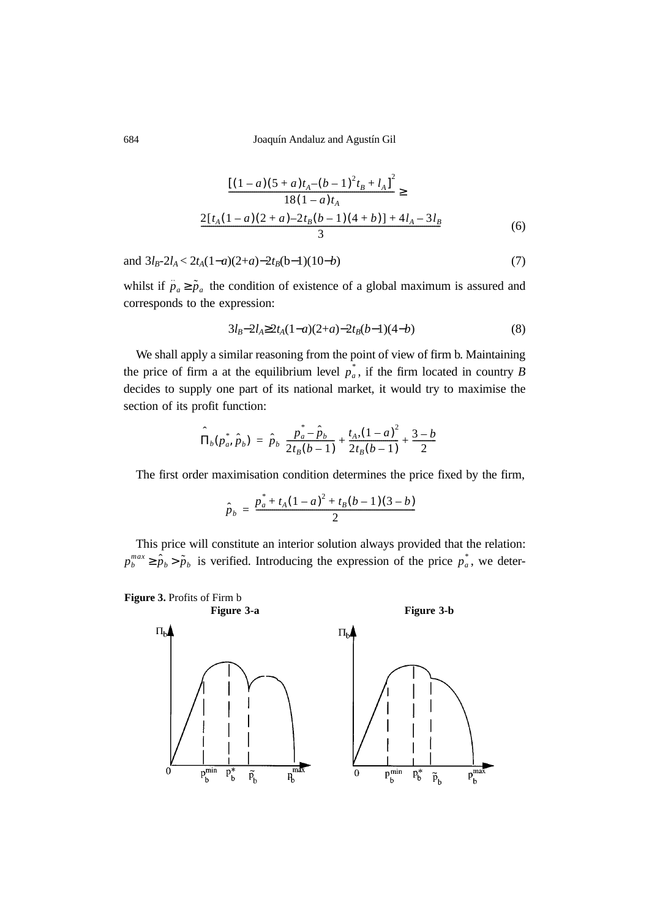$$\frac{[(1-a)(5+a)t_A-(b-1)^2 t_B + l_A]^2}{18(1-a)t_A} \geq$$

$$\frac{2[t_A(1-a)(2+a)-2t_B(b-1)(4+b)] + 4l_A - 3l_B}{3} \tag{6}$$

and $3l_B\text{-}2l_A < 2t_A(1-a)(2+a)-2t_B(b-1)(10-b)$ (7)

whilst if $\ddot{p}_a \geq \tilde{p}_a$ the condition of existence of a global maximum is assured and corresponds to the expression:

$$3l_B-2l_A \geq 2t_A(1-a)(2+a)-2t_B(b-1)(4-b) \tag{8}$$

We shall apply a similar reasoning from the point of view of firm b. Maintaining the price of firm a at the equilibrium level $p_a^*$, if the firm located in country *B* decides to supply one part of its national market, it would try to maximise the section of its profit function:

$$\hat{\Pi}_b(p_a^*, \hat{p}_b) = \hat{p}_b \left( \frac{p_a^* - \hat{p}_b}{2t_B(b-1)} + \frac{t_A(1-a)^2}{2t_B(b-1)} + \frac{3-b}{2} \right)$$

The first order maximisation condition determines the price fixed by the firm,

$$\hat{p}_b = \frac{p_a^* + t_A(1-a)^2 + t_B(b-1)(3-b)}{2}$$

This price will constitute an interior solution always provided that the relation: $p_b^{max} \geq \hat{p}_b > \tilde{p}_b$ is verified. Introducing the expression of the price $p_a^*$, we deter-

**Figure 3.** Profits of Firm b

**Figure 3-a** **Figure 3-b**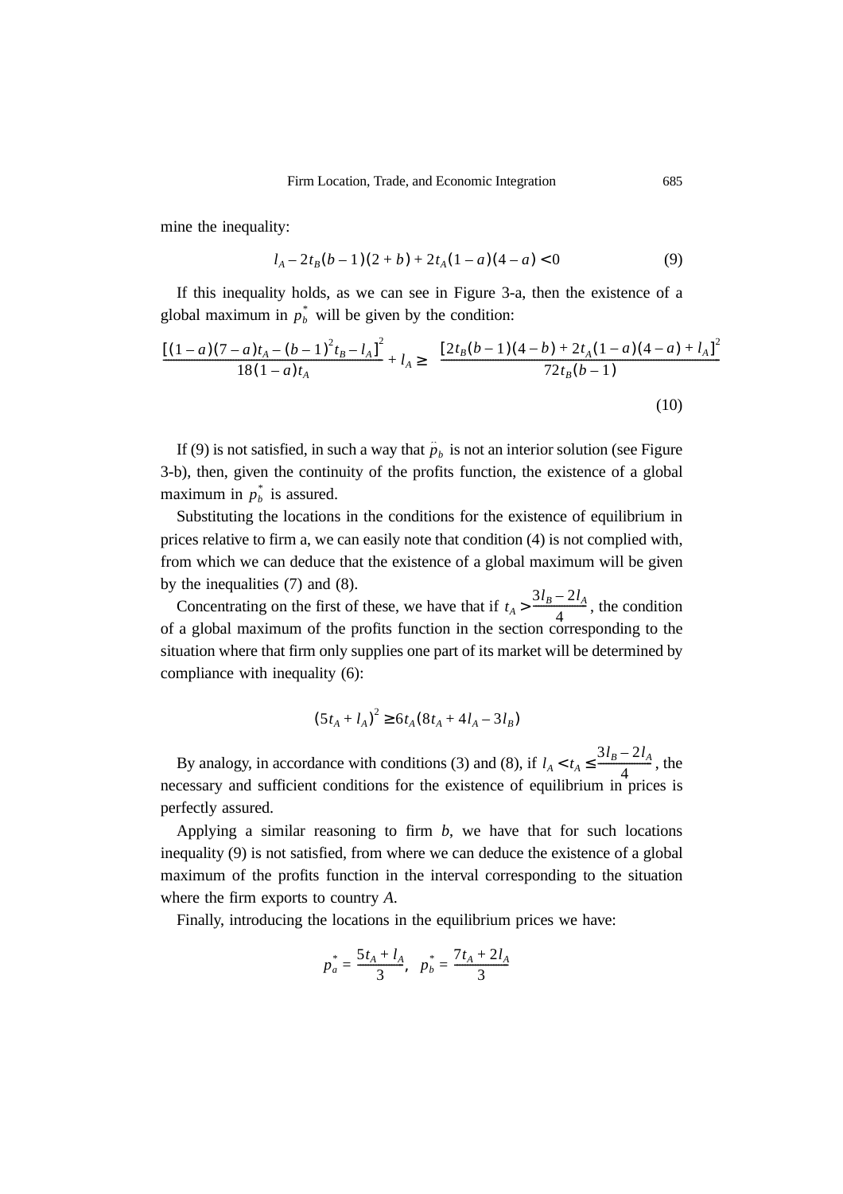mine the inequality:

$$l_A - 2t_B(b-1)(2+b) + 2t_A(1-a)(4-a) < 0 \tag{9}$$

If this inequality holds, as we can see in Figure 3-a, then the existence of a global maximum in $p_b^*$ will be given by the condition:

$$\frac{[(1-a)(7-a)t_A - (b-1)^2 t_B - l_A]^2}{18(1-a)t_A} + l_A \geq \frac{[2t_B(b-1)(4-b) + 2t_A(1-a)(4-a) + l_A]^2}{72t_B(b-1)} \tag{10}$$

If (9) is not satisfied, in such a way that $\ddot{p}_b$ is not an interior solution (see Figure 3-b), then, given the continuity of the profits function, the existence of a global maximum in $p_b^*$ is assured.

Substituting the locations in the conditions for the existence of equilibrium in prices relative to firm a, we can easily note that condition (4) is not complied with, from which we can deduce that the existence of a global maximum will be given by the inequalities (7) and (8).

Concentrating on the first of these, we have that if $t_A > \frac{3l_B - 2l_A}{4}$, the condition of a global maximum of the profits function in the section corresponding to the situation where that firm only supplies one part of its market will be determined by compliance with inequality (6):

$$(5t_A + l_A)^2 \geq 6t_A(8t_A + 4l_A - 3l_B)$$

By analogy, in accordance with conditions (3) and (8), if $l_A < t_A \leq \frac{3l_B - 2l_A}{4}$, the necessary and sufficient conditions for the existence of equilibrium in prices is perfectly assured.

Applying a similar reasoning to firm *b*, we have that for such locations inequality (9) is not satisfied, from where we can deduce the existence of a global maximum of the profits function in the interval corresponding to the situation where the firm exports to country *A*.

Finally, introducing the locations in the equilibrium prices we have:

$$p_a^* = \frac{5t_A + l_A}{3}, \quad p_b^* = \frac{7t_A + 2l_A}{3}$$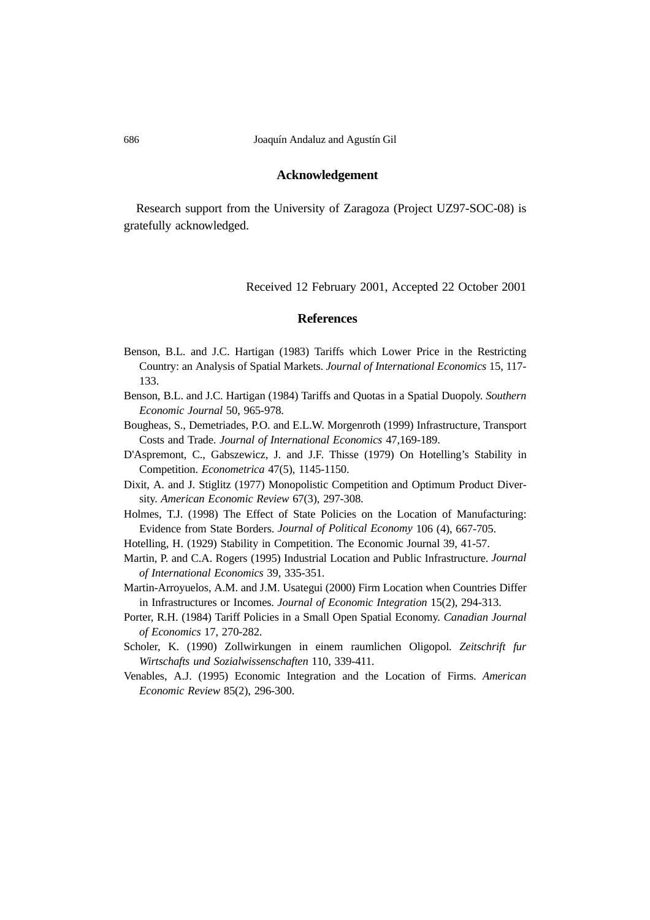## Acknowledgement

Research support from the University of Zaragoza (Project UZ97-SOC-08) is gratefully acknowledged.

Received 12 February 2001, Accepted 22 October 2001

## References

Benson, B.L. and J.C. Hartigan (1983) Tariffs which Lower Price in the Restricting Country: an Analysis of Spatial Markets. *Journal of International Economics* 15, 117-133.

Benson, B.L. and J.C. Hartigan (1984) Tariffs and Quotas in a Spatial Duopoly. *Southern Economic Journal* 50, 965-978.

Bougheas, S., Demetriades, P.O. and E.L.W. Morgenroth (1999) Infrastructure, Transport Costs and Trade. *Journal of International Economics* 47,169-189.

D'Aspremont, C., Gabszewicz, J. and J.F. Thisse (1979) On Hotelling's Stability in Competition. *Econometrica* 47(5), 1145-1150.

Dixit, A. and J. Stiglitz (1977) Monopolistic Competition and Optimum Product Diversity. *American Economic Review* 67(3), 297-308.

Holmes, T.J. (1998) The Effect of State Policies on the Location of Manufacturing: Evidence from State Borders. *Journal of Political Economy* 106 (4), 667-705.

Hotelling, H. (1929) Stability in Competition. The Economic Journal 39, 41-57.

Martin, P. and C.A. Rogers (1995) Industrial Location and Public Infrastructure. *Journal of International Economics* 39, 335-351.

Martin-Arroyuelos, A.M. and J.M. Usategui (2000) Firm Location when Countries Differ in Infrastructures or Incomes. *Journal of Economic Integration* 15(2), 294-313.

Porter, R.H. (1984) Tariff Policies in a Small Open Spatial Economy. *Canadian Journal of Economics* 17, 270-282.

Scholer, K. (1990) Zollwirkungen in einem raumlichen Oligopol. *Zeitschrift fur Wirtschafts und Sozialwissenschaften* 110, 339-411.

Venables, A.J. (1995) Economic Integration and the Location of Firms. *American Economic Review* 85(2), 296-300.